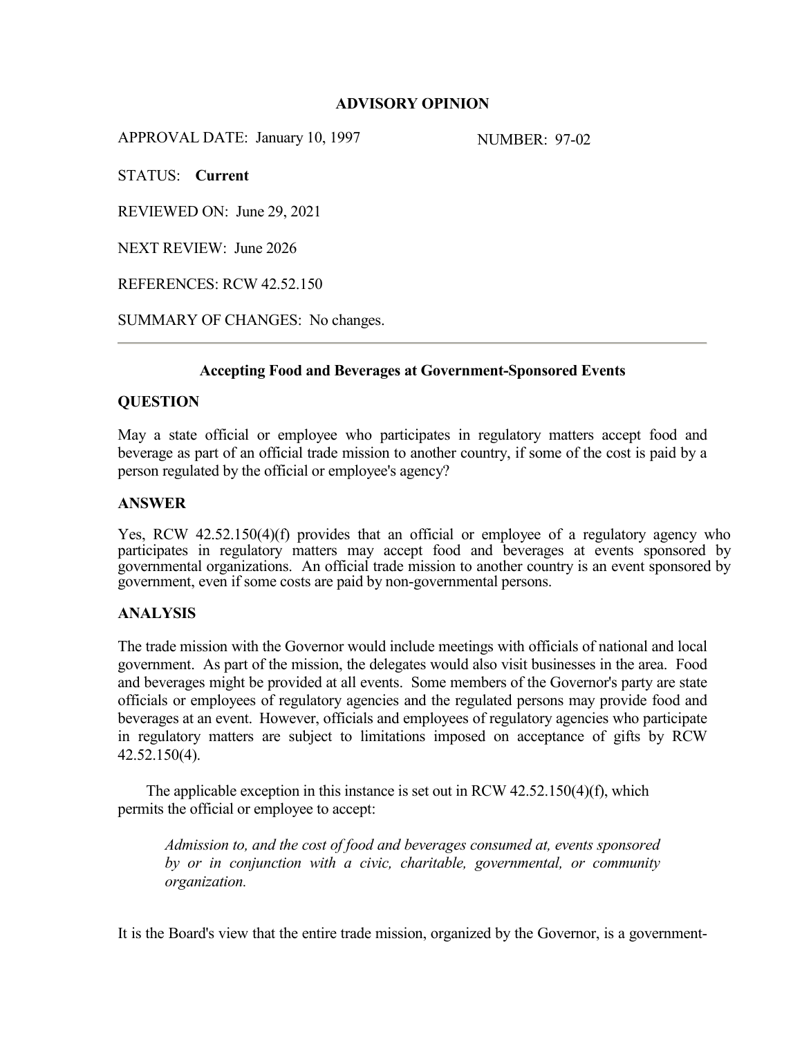**ADVISORY OPINION**

APPROVAL DATE: January 10, 1997 NUMBER: 97-02

STATUS: **Current**

REVIEWED ON: June 29, 2021

NEXT REVIEW: June 2026

REFERENCES: RCW 42.52.150

SUMMARY OF CHANGES: No changes.

---

## Accepting Food and Beverages at Government-Sponsored Events

### QUESTION

May a state official or employee who participates in regulatory matters accept food and beverage as part of an official trade mission to another country, if some of the cost is paid by a person regulated by the official or employee's agency?

### ANSWER

Yes, RCW 42.52.150(4)(f) provides that an official or employee of a regulatory agency who participates in regulatory matters may accept food and beverages at events sponsored by governmental organizations. An official trade mission to another country is an event sponsored by government, even if some costs are paid by non-governmental persons.

### ANALYSIS

The trade mission with the Governor would include meetings with officials of national and local government. As part of the mission, the delegates would also visit businesses in the area. Food and beverages might be provided at all events. Some members of the Governor's party are state officials or employees of regulatory agencies and the regulated persons may provide food and beverages at an event. However, officials and employees of regulatory agencies who participate in regulatory matters are subject to limitations imposed on acceptance of gifts by RCW 42.52.150(4).

The applicable exception in this instance is set out in RCW 42.52.150(4)(f), which permits the official or employee to accept:

> *Admission to, and the cost of food and beverages consumed at, events sponsored by or in conjunction with a civic, charitable, governmental, or community organization.*

It is the Board's view that the entire trade mission, organized by the Governor, is a government-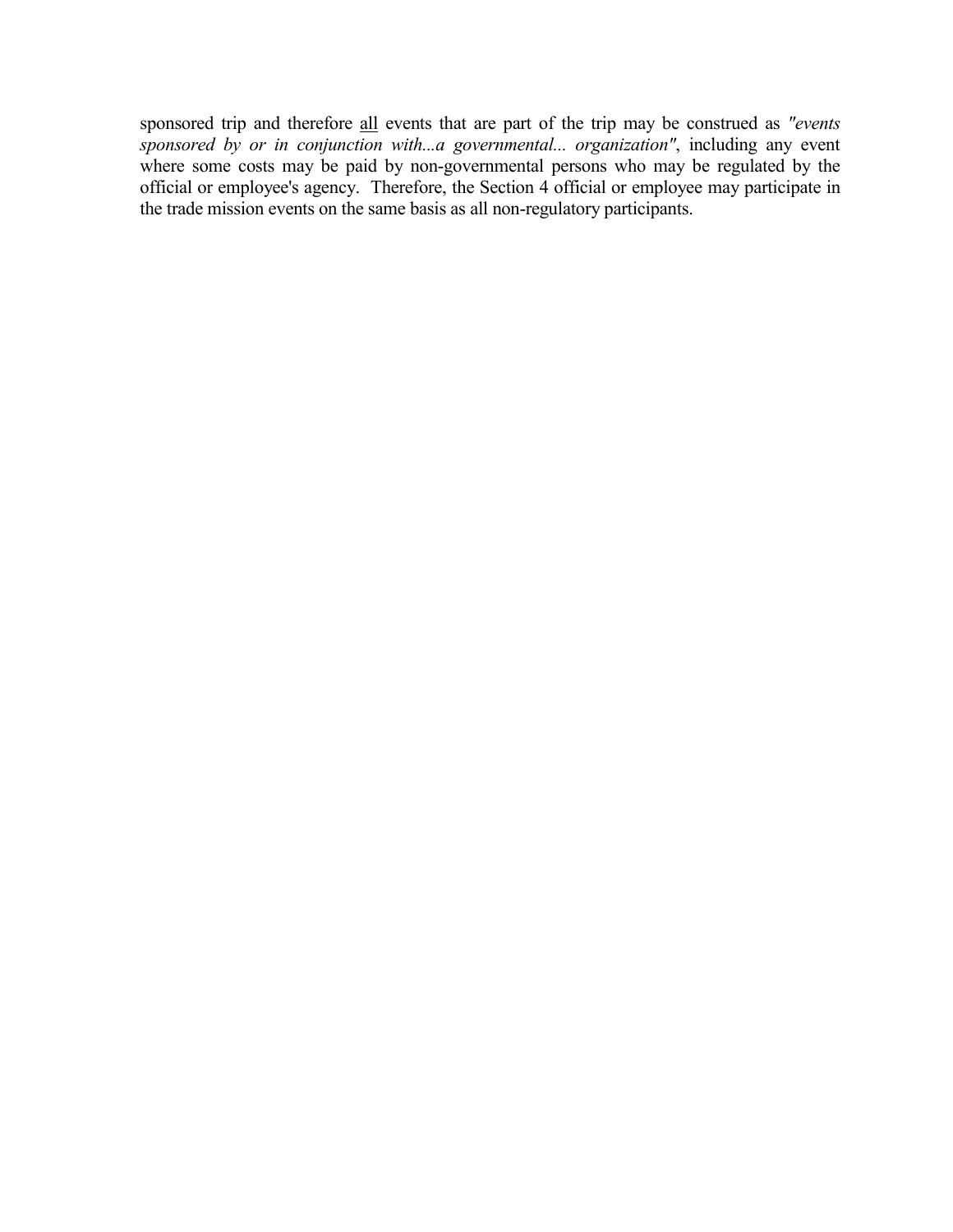sponsored trip and therefore <u>all</u> events that are part of the trip may be construed as *"events sponsored by or in conjunction with...a governmental... organization"*, including any event where some costs may be paid by non-governmental persons who may be regulated by the official or employee's agency. Therefore, the Section 4 official or employee may participate in the trade mission events on the same basis as all non-regulatory participants.